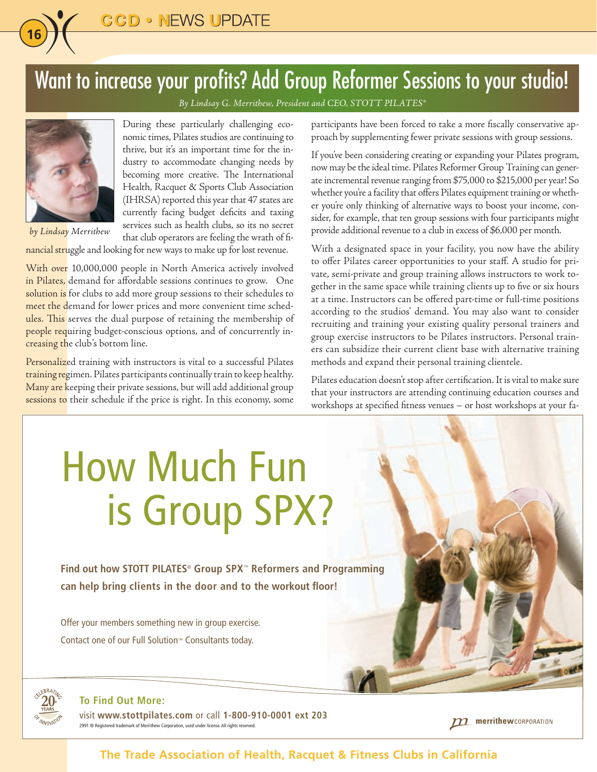# Want to increase your profits? Add Group Reformer Sessions to your studio!

*By Lindsay G. Merrithew, President and CEO, STOTT PILATES®*

*by Lindsay Merrithew*

During these particularly challenging economic times, Pilates studios are continuing to thrive, but it's an important time for the industry to accommodate changing needs by becoming more creative. The International Health, Racquet & Sports Club Association (IHRSA) reported this year that 47 states are currently facing budget deficits and taxing services such as health clubs, so its no secret that club operators are feeling the wrath of financial struggle and looking for new ways to make up for lost revenue.

With over 10,000,000 people in North America actively involved in Pilates, demand for affordable sessions continues to grow. One solution is for clubs to add more group sessions to their schedules to meet the demand for lower prices and more convenient time schedules. This serves the dual purpose of retaining the membership of people requiring budget-conscious options, and of concurrently increasing the club's bottom line.

Personalized training with instructors is vital to a successful Pilates training regimen. Pilates participants continually train to keep healthy. Many are keeping their private sessions, but will add additional group sessions to their schedule if the price is right. In this economy, some participants have been forced to take a more fiscally conservative approach by supplementing fewer private sessions with group sessions.

If you've been considering creating or expanding your Pilates program, now may be the ideal time. Pilates Reformer Group Training can generate incremental revenue ranging from $75,000 to $215,000 per year! So whether you're a facility that offers Pilates equipment training or whether you're only thinking of alternative ways to boost your income, consider, for example, that ten group sessions with four participants might provide additional revenue to a club in excess of $6,000 per month.

With a designated space in your facility, you now have the ability to offer Pilates career opportunities to your staff. A studio for private, semi-private and group training allows instructors to work together in the same space while training clients up to five or six hours at a time. Instructors can be offered part-time or full-time positions according to the studios' demand. You may also want to consider recruiting and training your existing quality personal trainers and group exercise instructors to be Pilates instructors. Personal trainers can subsidize their current client base with alternative training methods and expand their personal training clientele.

Pilates education doesn't stop after certification. It is vital to make sure that your instructors are attending continuing education courses and workshops at specified fitness venues – or host workshops at your fa-

---

# How Much Fun is Group SPX?

**Find out how STOTT PILATES® Group SPX™ Reformers and Programming can help bring clients in the door and to the workout floor!**

Offer your members something new in group exercise.
Contact one of our Full Solution™ Consultants today.

Celebrating 20+ Years of Innovation

**To Find Out More:**
visit **www.stottpilates.com** or call **1-800-910-0001 ext 203**

2991 ® Registered trademark of Merrithew Corporation, used under license. All rights reserved.

merrithew CORPORATION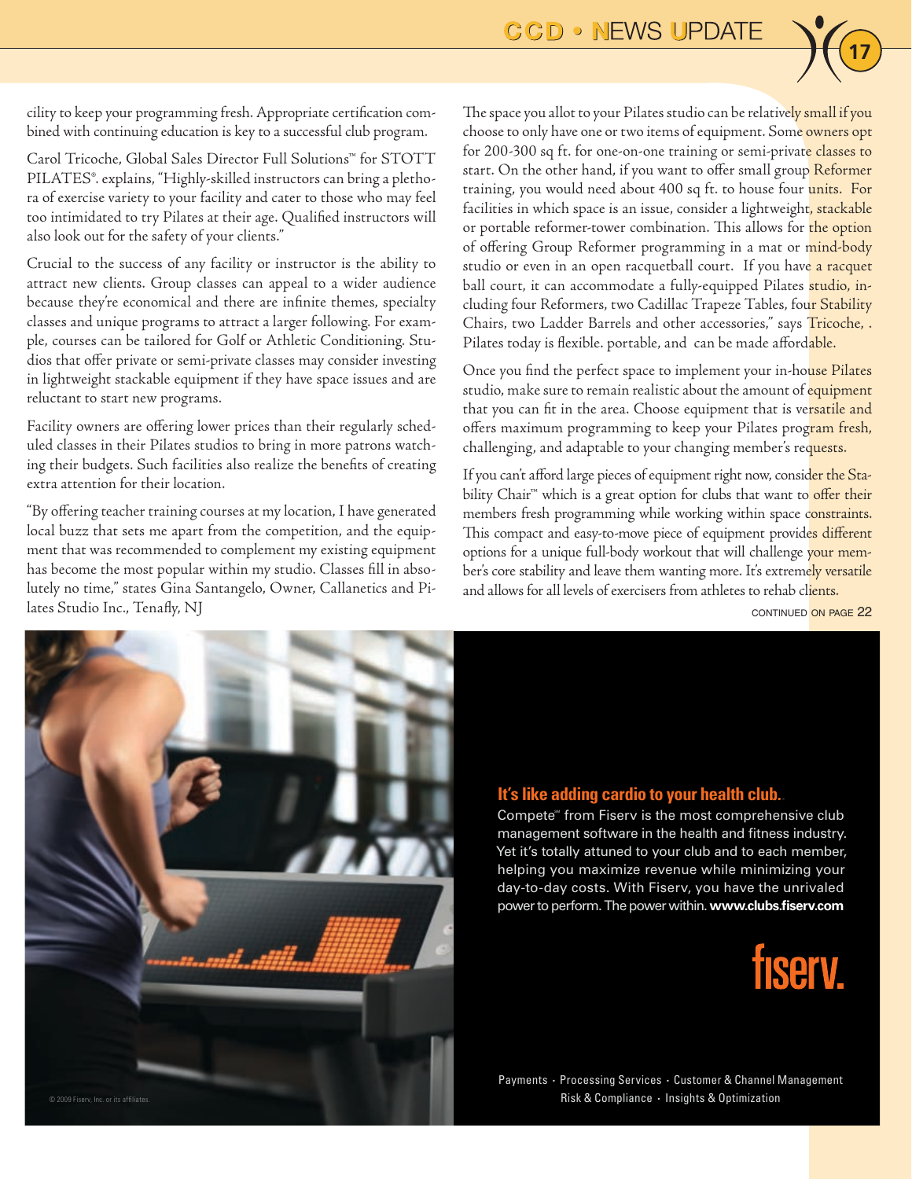cility to keep your programming fresh. Appropriate certification combined with continuing education is key to a successful club program.

Carol Tricoche, Global Sales Director Full Solutions™ for STOTT PILATES®, explains, "Highly-skilled instructors can bring a plethora of exercise variety to your facility and cater to those who may feel too intimidated to try Pilates at their age. Qualified instructors will also look out for the safety of your clients."

Crucial to the success of any facility or instructor is the ability to attract new clients. Group classes can appeal to a wider audience because they're economical and there are infinite themes, specialty classes and unique programs to attract a larger following. For example, courses can be tailored for Golf or Athletic Conditioning. Studios that offer private or semi-private classes may consider investing in lightweight stackable equipment if they have space issues and are reluctant to start new programs.

Facility owners are offering lower prices than their regularly scheduled classes in their Pilates studios to bring in more patrons watching their budgets. Such facilities also realize the benefits of creating extra attention for their location.

"By offering teacher training courses at my location, I have generated local buzz that sets me apart from the competition, and the equipment that was recommended to complement my existing equipment has become the most popular within my studio. Classes fill in absolutely no time," states Gina Santangelo, Owner, Callanetics and Pilates Studio Inc., Tenafly, NJ

The space you allot to your Pilates studio can be relatively small if you choose to only have one or two items of equipment. Some owners opt for 200-300 sq ft. for one-on-one training or semi-private classes to start. On the other hand, if you want to offer small group Reformer training, you would need about 400 sq ft. to house four units. For facilities in which space is an issue, consider a lightweight, stackable or portable reformer-tower combination. This allows for the option of offering Group Reformer programming in a mat or mind-body studio or even in an open racquetball court. If you have a racquet ball court, it can accommodate a fully-equipped Pilates studio, including four Reformers, two Cadillac Trapeze Tables, four Stability Chairs, two Ladder Barrels and other accessories," says Tricoche, . Pilates today is flexible. portable, and can be made affordable.

Once you find the perfect space to implement your in-house Pilates studio, make sure to remain realistic about the amount of equipment that you can fit in the area. Choose equipment that is versatile and offers maximum programming to keep your Pilates program fresh, challenging, and adaptable to your changing member's requests.

If you can't afford large pieces of equipment right now, consider the Stability Chair™ which is a great option for clubs that want to offer their members fresh programming while working within space constraints. This compact and easy-to-move piece of equipment provides different options for a unique full-body workout that will challenge your member's core stability and leave them wanting more. It's extremely versatile and allows for all levels of exercisers from athletes to rehab clients.

CONTINUED ON PAGE 22

**It's like adding cardio to your health club.**

Compete℠ from Fiserv is the most comprehensive club management software in the health and fitness industry. Yet it's totally attuned to your club and to each member, helping you maximize revenue while minimizing your day-to-day costs. With Fiserv, you have the unrivaled power to perform. The power within. **www.clubs.fiserv.com**

fiserv.

Payments · Processing Services · Customer & Channel Management
Risk & Compliance · Insights & Optimization

© 2009 Fiserv, Inc. or its affiliates.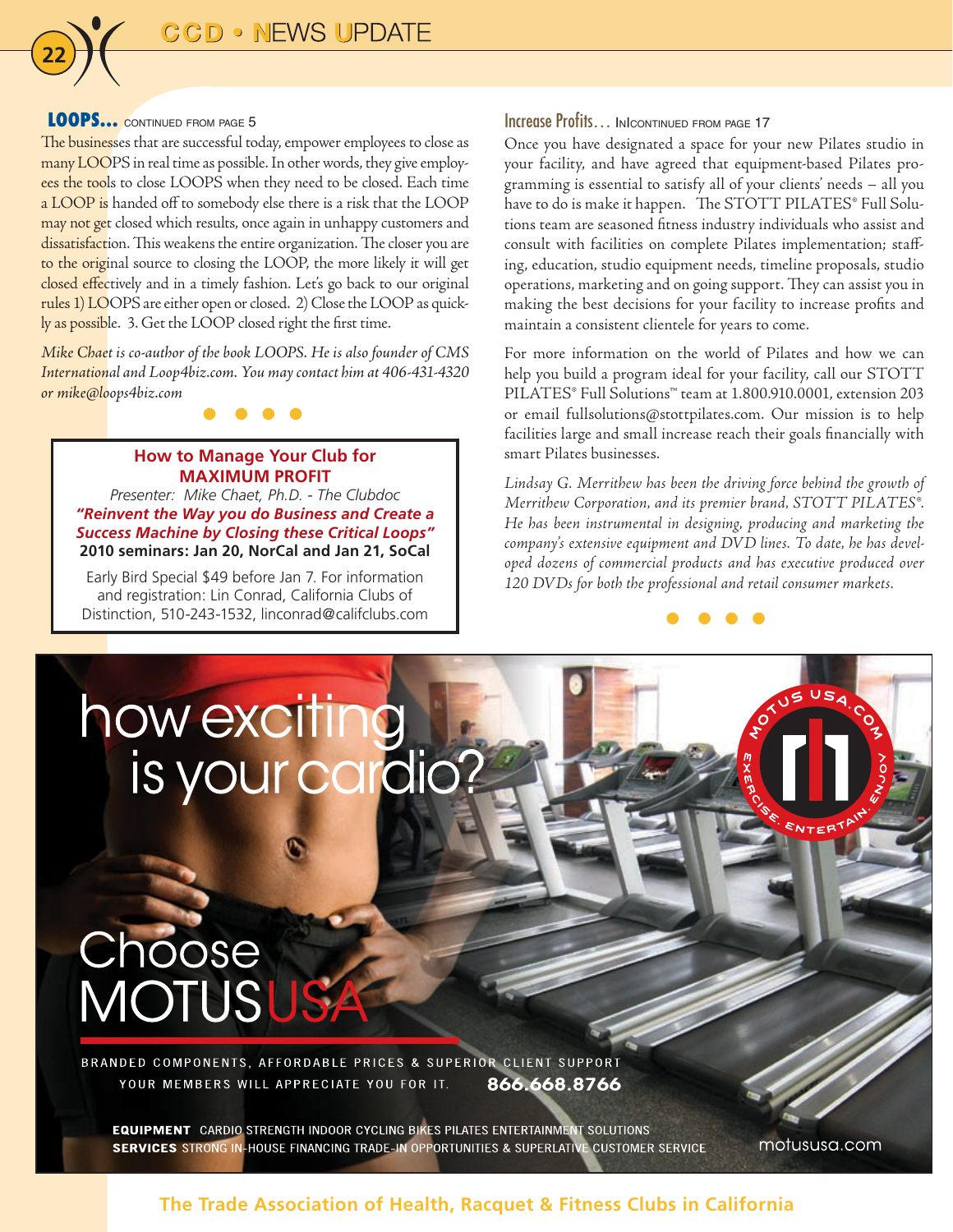**LOOPS...** CONTINUED FROM PAGE 5

The businesses that are successful today, empower employees to close as many LOOPS in real time as possible. In other words, they give employees the tools to close LOOPS when they need to be closed. Each time a LOOP is handed off to somebody else there is a risk that the LOOP may not get closed which results, once again in unhappy customers and dissatisfaction. This weakens the entire organization. The closer you are to the original source to closing the LOOP, the more likely it will get closed effectively and in a timely fashion. Let's go back to our original rules 1) LOOPS are either open or closed. 2) Close the LOOP as quickly as possible. 3. Get the LOOP closed right the first time.

*Mike Chaet is co-author of the book LOOPS. He is also founder of CMS International and Loop4biz.com. You may contact him at 406-431-4320 or mike@loops4biz.com*

**How to Manage Your Club for MAXIMUM PROFIT**

*Presenter: Mike Chaet, Ph.D. - The Clubdoc*

***"Reinvent the Way you do Business and Create a Success Machine by Closing these Critical Loops"***

**2010 seminars: Jan 20, NorCal and Jan 21, SoCal**

Early Bird Special $49 before Jan 7. For information and registration: Lin Conrad, California Clubs of Distinction, 510-243-1532, linconrad@califclubs.com

**Increase Profits...** InCONTINUED FROM PAGE 17

Once you have designated a space for your new Pilates studio in your facility, and have agreed that equipment-based Pilates programming is essential to satisfy all of your clients' needs – all you have to do is make it happen. The STOTT PILATES® Full Solutions team are seasoned fitness industry individuals who assist and consult with facilities on complete Pilates implementation; staffing, education, studio equipment needs, timeline proposals, studio operations, marketing and on going support. They can assist you in making the best decisions for your facility to increase profits and maintain a consistent clientele for years to come.

For more information on the world of Pilates and how we can help you build a program ideal for your facility, call our STOTT PILATES® Full Solutions™ team at 1.800.910.0001, extension 203 or email fullsolutions@stottpilates.com. Our mission is to help facilities large and small increase reach their goals financially with smart Pilates businesses.

*Lindsay G. Merrithew has been the driving force behind the growth of Merrithew Corporation, and its premier brand, STOTT PILATES®. He has been instrumental in designing, producing and marketing the company's extensive equipment and DVD lines. To date, he has developed dozens of commercial products and has executive produced over 120 DVDs for both the professional and retail consumer markets.*

how exciting is your cardio?

Choose MOTUSUSA

MOTUSUSA.COM EXERCISE. ENTERTAIN. ENJOY

BRANDED COMPONENTS, AFFORDABLE PRICES & SUPERIOR CLIENT SUPPORT
YOUR MEMBERS WILL APPRECIATE YOU FOR IT. **866.668.8766**

**EQUIPMENT** CARDIO STRENGTH INDOOR CYCLING BIKES PILATES ENTERTAINMENT SOLUTIONS
**SERVICES** STRONG IN-HOUSE FINANCING TRADE-IN OPPORTUNITIES & SUPERLATIVE CUSTOMER SERVICE

motususa.com